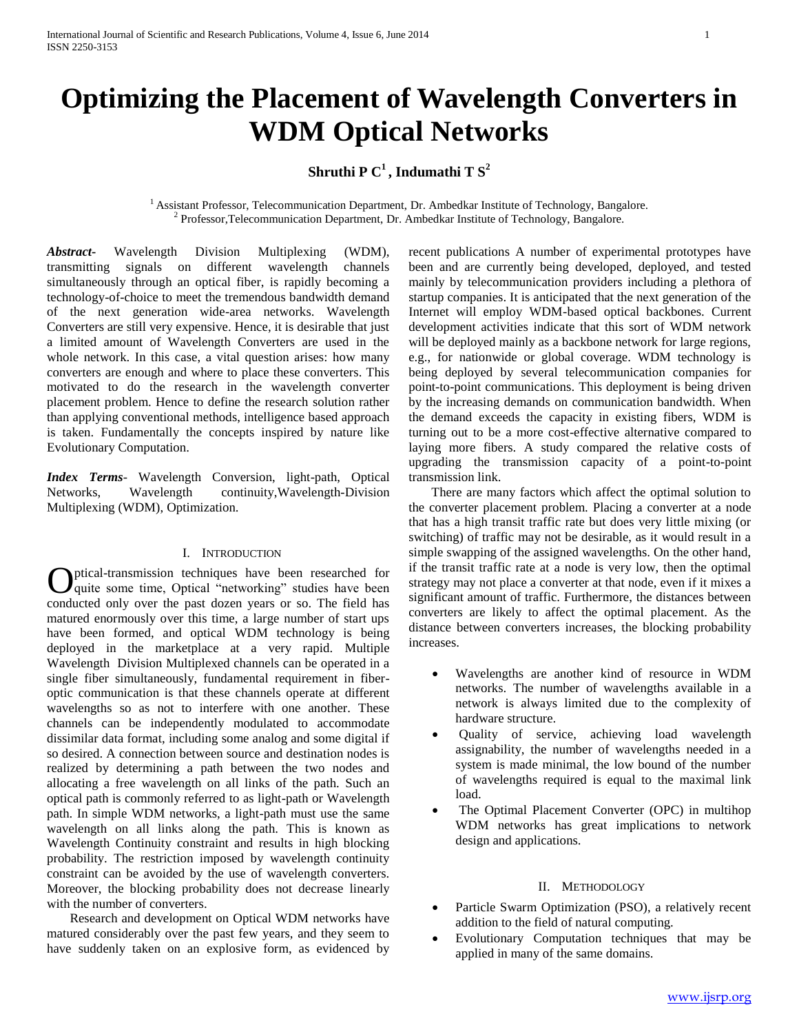# Optimizing the Placement of Wavelength Converters in WDM Optical Networks

**Shruthi P C[1] , Indumathi T S[2]**

[1] Assistant Professor, Telecommunication Department, Dr. Ambedkar Institute of Technology, Bangalore.
[2] Professor,Telecommunication Department, Dr. Ambedkar Institute of Technology, Bangalore.

***Abstract-*** Wavelength Division Multiplexing (WDM), transmitting signals on different wavelength channels simultaneously through an optical fiber, is rapidly becoming a technology-of-choice to meet the tremendous bandwidth demand of the next generation wide-area networks. Wavelength Converters are still very expensive. Hence, it is desirable that just a limited amount of Wavelength Converters are used in the whole network. In this case, a vital question arises: how many converters are enough and where to place these converters. This motivated to do the research in the wavelength converter placement problem. Hence to define the research solution rather than applying conventional methods, intelligence based approach is taken. Fundamentally the concepts inspired by nature like Evolutionary Computation.

***Index Terms-*** Wavelength Conversion, light-path, Optical Networks, Wavelength continuity,Wavelength-Division Multiplexing (WDM), Optimization.

## I. Introduction

Optical-transmission techniques have been researched for quite some time, Optical "networking" studies have been conducted only over the past dozen years or so. The field has matured enormously over this time, a large number of start ups have been formed, and optical WDM technology is being deployed in the marketplace at a very rapid. Multiple Wavelength Division Multiplexed channels can be operated in a single fiber simultaneously, fundamental requirement in fiber-optic communication is that these channels operate at different wavelengths so as not to interfere with one another. These channels can be independently modulated to accommodate dissimilar data format, including some analog and some digital if so desired. A connection between source and destination nodes is realized by determining a path between the two nodes and allocating a free wavelength on all links of the path. Such an optical path is commonly referred to as light-path or Wavelength path. In simple WDM networks, a light-path must use the same wavelength on all links along the path. This is known as Wavelength Continuity constraint and results in high blocking probability. The restriction imposed by wavelength continuity constraint can be avoided by the use of wavelength converters. Moreover, the blocking probability does not decrease linearly with the number of converters.

Research and development on Optical WDM networks have matured considerably over the past few years, and they seem to have suddenly taken on an explosive form, as evidenced by recent publications A number of experimental prototypes have been and are currently being developed, deployed, and tested mainly by telecommunication providers including a plethora of startup companies. It is anticipated that the next generation of the Internet will employ WDM-based optical backbones. Current development activities indicate that this sort of WDM network will be deployed mainly as a backbone network for large regions, e.g., for nationwide or global coverage. WDM technology is being deployed by several telecommunication companies for point-to-point communications. This deployment is being driven by the increasing demands on communication bandwidth. When the demand exceeds the capacity in existing fibers, WDM is turning out to be a more cost-effective alternative compared to laying more fibers. A study compared the relative costs of upgrading the transmission capacity of a point-to-point transmission link.

There are many factors which affect the optimal solution to the converter placement problem. Placing a converter at a node that has a high transit traffic rate but does very little mixing (or switching) of traffic may not be desirable, as it would result in a simple swapping of the assigned wavelengths. On the other hand, if the transit traffic rate at a node is very low, then the optimal strategy may not place a converter at that node, even if it mixes a significant amount of traffic. Furthermore, the distances between converters are likely to affect the optimal placement. As the distance between converters increases, the blocking probability increases.

- Wavelengths are another kind of resource in WDM networks. The number of wavelengths available in a network is always limited due to the complexity of hardware structure.
- Quality of service, achieving load wavelength assignability, the number of wavelengths needed in a system is made minimal, the low bound of the number of wavelengths required is equal to the maximal link load.
- The Optimal Placement Converter (OPC) in multihop WDM networks has great implications to network design and applications.

## II. Methodology

- Particle Swarm Optimization (PSO), a relatively recent addition to the field of natural computing.
- Evolutionary Computation techniques that may be applied in many of the same domains.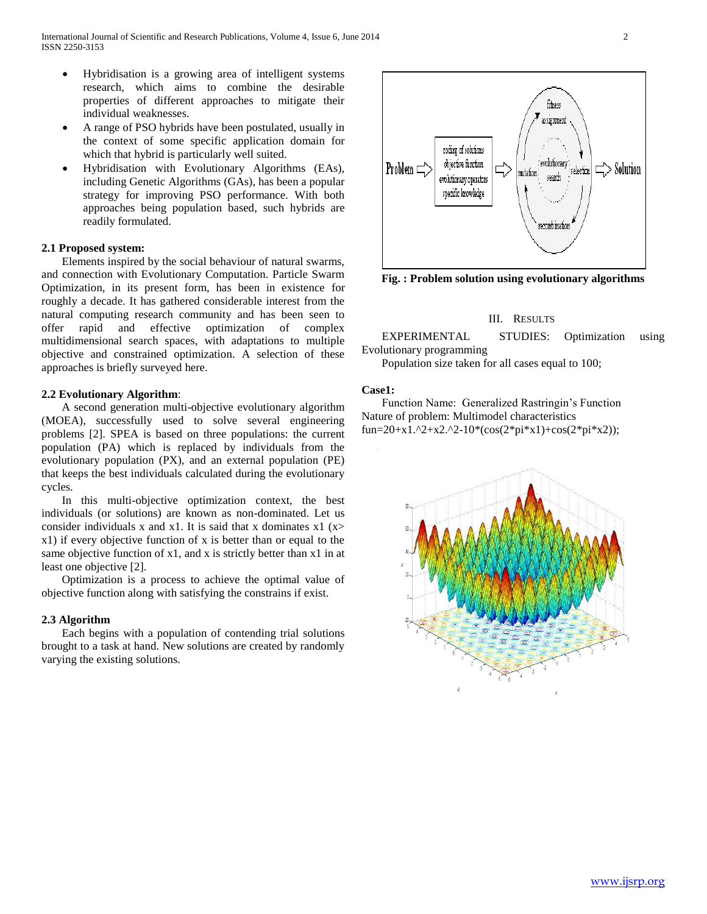- Hybridisation is a growing area of intelligent systems research, which aims to combine the desirable properties of different approaches to mitigate their individual weaknesses.
- A range of PSO hybrids have been postulated, usually in the context of some specific application domain for which that hybrid is particularly well suited.
- Hybridisation with Evolutionary Algorithms (EAs), including Genetic Algorithms (GAs), has been a popular strategy for improving PSO performance. With both approaches being population based, such hybrids are readily formulated.

### 2.1 Proposed system:

Elements inspired by the social behaviour of natural swarms, and connection with Evolutionary Computation. Particle Swarm Optimization, in its present form, has been in existence for roughly a decade. It has gathered considerable interest from the natural computing research community and has been seen to offer rapid and effective optimization of complex multidimensional search spaces, with adaptations to multiple objective and constrained optimization. A selection of these approaches is briefly surveyed here.

### 2.2 Evolutionary Algorithm:

A second generation multi-objective evolutionary algorithm (MOEA), successfully used to solve several engineering problems [2]. SPEA is based on three populations: the current population (PA) which is replaced by individuals from the evolutionary population (PX), and an external population (PE) that keeps the best individuals calculated during the evolutionary cycles.

In this multi-objective optimization context, the best individuals (or solutions) are known as non-dominated. Let us consider individuals x and x1. It is said that x dominates x1 (x> x1) if every objective function of x is better than or equal to the same objective function of x1, and x is strictly better than x1 in at least one objective [2].

Optimization is a process to achieve the optimal value of objective function along with satisfying the constrains if exist.

### 2.3 Algorithm

Each begins with a population of contending trial solutions brought to a task at hand. New solutions are created by randomly varying the existing solutions.

**Fig. : Problem solution using evolutionary algorithms**

## III. Results

EXPERIMENTAL STUDIES: Optimization using Evolutionary programming

Population size taken for all cases equal to 100;

**Case1:**

Function Name: Generalized Rastringin's Function

Nature of problem: Multimodel characteristics

fun=20+x1.^2+x2.^2-10*(cos(2*pi*x1)+cos(2*pi*x2));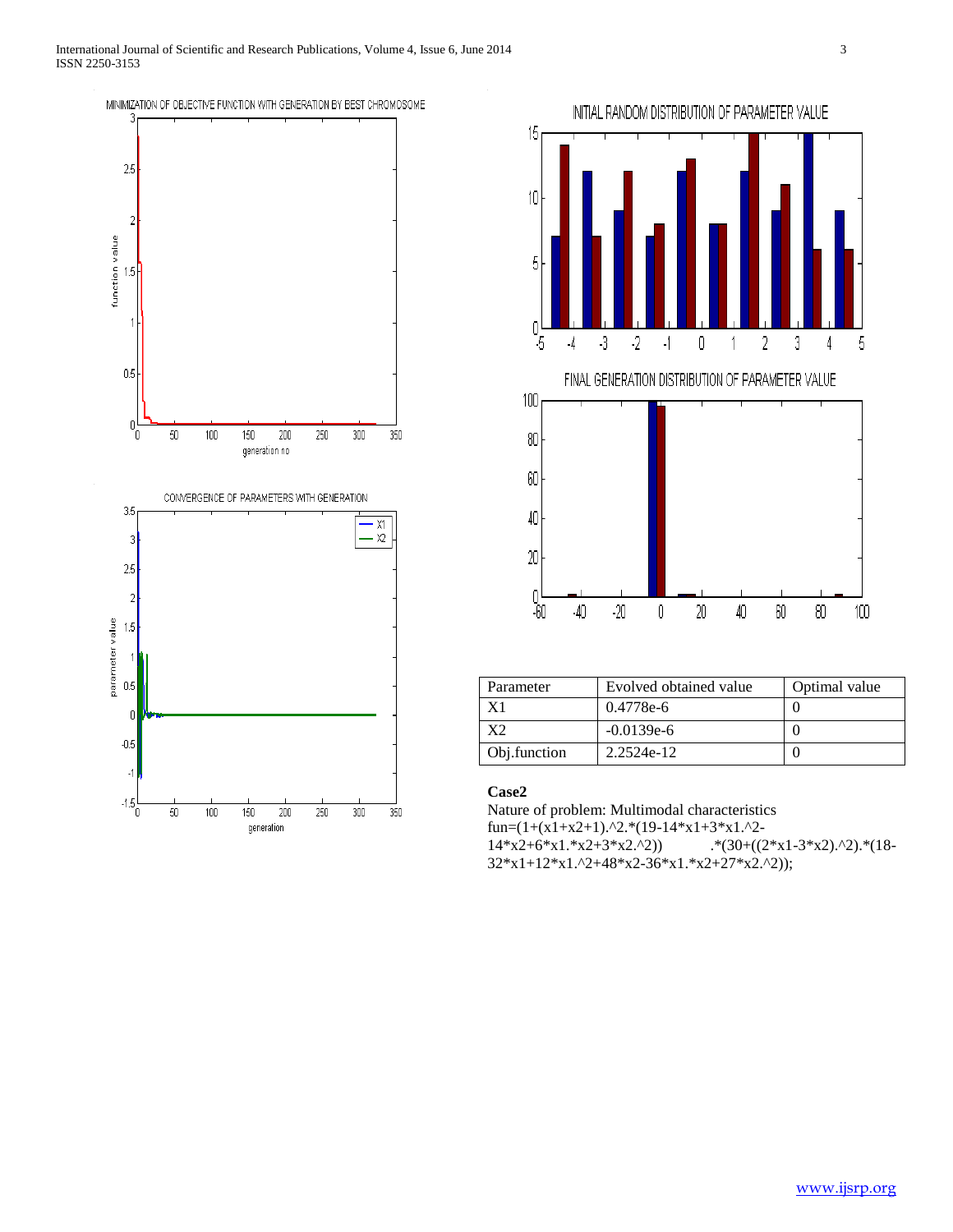| Parameter | Evolved obtained value | Optimal value |
| --- | --- | --- |
| X1 | 0.4778e-6 | 0 |
| X2 | -0.0139e-6 | 0 |
| Obj.function | 2.2524e-12 | 0 |

**Case2**

Nature of problem: Multimodal characteristics

```
fun=(1+(x1+x2+1).^2.*(19-14*x1+3*x1.^2-14*x2+6*x1.*x2+3*x2.^2)) .*(30+((2*x1-3*x2).^2).*(18-32*x1+12*x1.^2+48*x2-36*x1.*x2+27*x2.^2));
```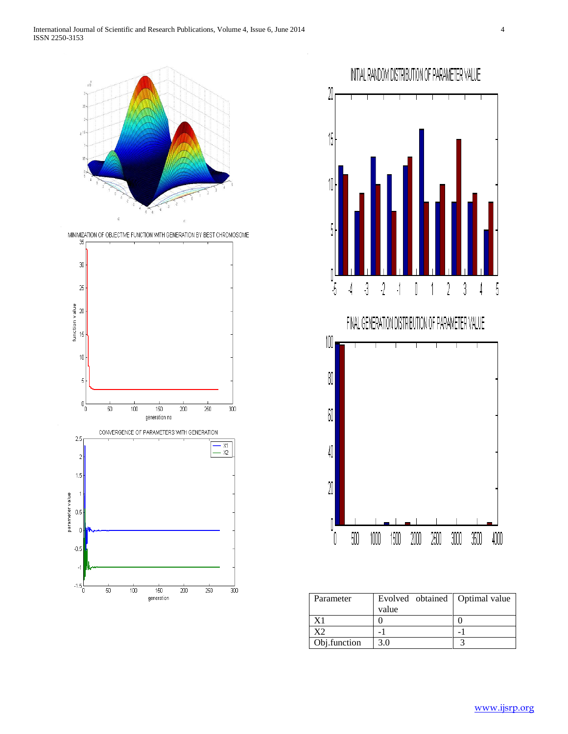| Parameter | Evolved obtained value | Optimal value |
|---|---|---|
| X1 | 0 | 0 |
| X2 | -1 | -1 |
| Obj.function | 3.0 | 3 |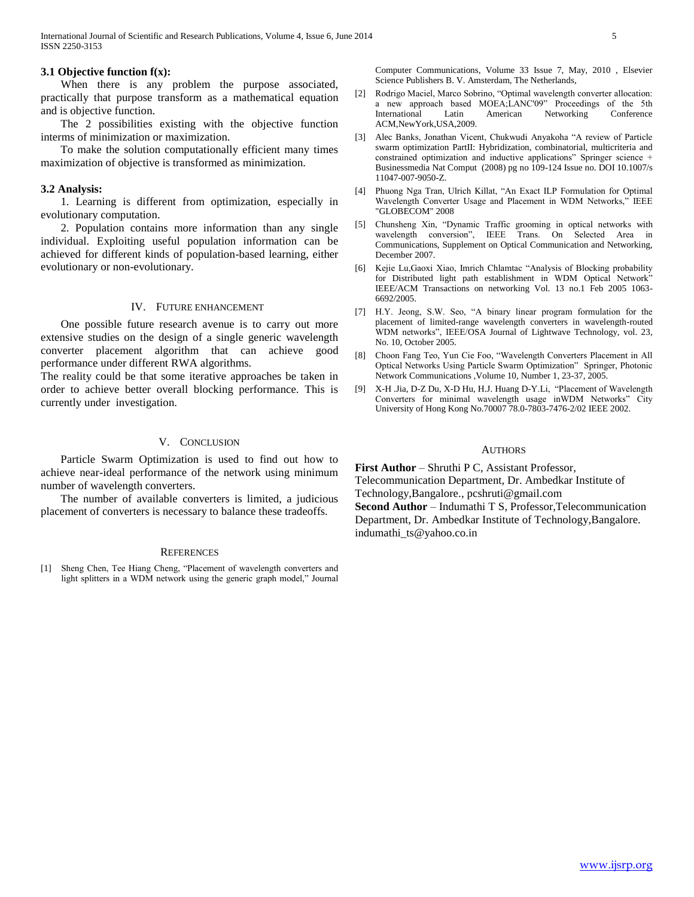### 3.1 Objective function f(x):

When there is any problem the purpose associated, practically that purpose transform as a mathematical equation and is objective function.

The 2 possibilities existing with the objective function interms of minimization or maximization.

To make the solution computationally efficient many times maximization of objective is transformed as minimization.

### 3.2 Analysis:

1. Learning is different from optimization, especially in evolutionary computation.

2. Population contains more information than any single individual. Exploiting useful population information can be achieved for different kinds of population-based learning, either evolutionary or non-evolutionary.

## IV. Future enhancement

One possible future research avenue is to carry out more extensive studies on the design of a single generic wavelength converter placement algorithm that can achieve good performance under different RWA algorithms.

The reality could be that some iterative approaches be taken in order to achieve better overall blocking performance. This is currently under investigation.

## V. Conclusion

Particle Swarm Optimization is used to find out how to achieve near-ideal performance of the network using minimum number of wavelength converters.

The number of available converters is limited, a judicious placement of converters is necessary to balance these tradeoffs.

## References

[1] Sheng Chen, Tee Hiang Cheng, "Placement of wavelength converters and light splitters in a WDM network using the generic graph model," Journal Computer Communications, Volume 33 Issue 7, May, 2010 , Elsevier Science Publishers B. V. Amsterdam, The Netherlands,

[2] Rodrigo Maciel, Marco Sobrino, "Optimal wavelength converter allocation: a new approach based MOEA;LANC'09" Proceedings of the 5th International Latin American Networking Conference ACM,NewYork,USA,2009.

[3] Alec Banks, Jonathan Vicent, Chukwudi Anyakoha "A review of Particle swarm optimization PartII: Hybridization, combinatorial, multicriteria and constrained optimization and inductive applications" Springer science + Businessmedia Nat Comput (2008) pg no 109-124 Issue no. DOI 10.1007/s 11047-007-9050-Z.

[4] Phuong Nga Tran, Ulrich Killat, "An Exact ILP Formulation for Optimal Wavelength Converter Usage and Placement in WDM Networks," IEEE "GLOBECOM" 2008

[5] Chunsheng Xin, "Dynamic Traffic grooming in optical networks with wavelength conversion", IEEE Trans. On Selected Area in Communications, Supplement on Optical Communication and Networking, December 2007.

[6] Kejie Lu,Gaoxi Xiao, Imrich Chlamtac "Analysis of Blocking probability for Distributed light path establishment in WDM Optical Network" IEEE/ACM Transactions on networking Vol. 13 no.1 Feb 2005 1063-6692/2005.

[7] H.Y. Jeong, S.W. Seo, "A binary linear program formulation for the placement of limited-range wavelength converters in wavelength-routed WDM networks", IEEE/OSA Journal of Lightwave Technology, vol. 23, No. 10, October 2005.

[8] Choon Fang Teo, Yun Cie Foo, "Wavelength Converters Placement in All Optical Networks Using Particle Swarm Optimization" Springer, Photonic Network Communications ,Volume 10, Number 1, 23-37, 2005.

[9] X-H .Jia, D-Z Du, X-D Hu, H.J. Huang D-Y.Li, "Placement of Wavelength Converters for minimal wavelength usage inWDM Networks" City University of Hong Kong No.70007 78.0-7803-7476-2/02 IEEE 2002.

## Authors

**First Author** – Shruthi P C, Assistant Professor, Telecommunication Department, Dr. Ambedkar Institute of Technology,Bangalore., pcshruti@gmail.com

**Second Author** – Indumathi T S, Professor,Telecommunication Department, Dr. Ambedkar Institute of Technology,Bangalore. indumathi_ts@yahoo.co.in